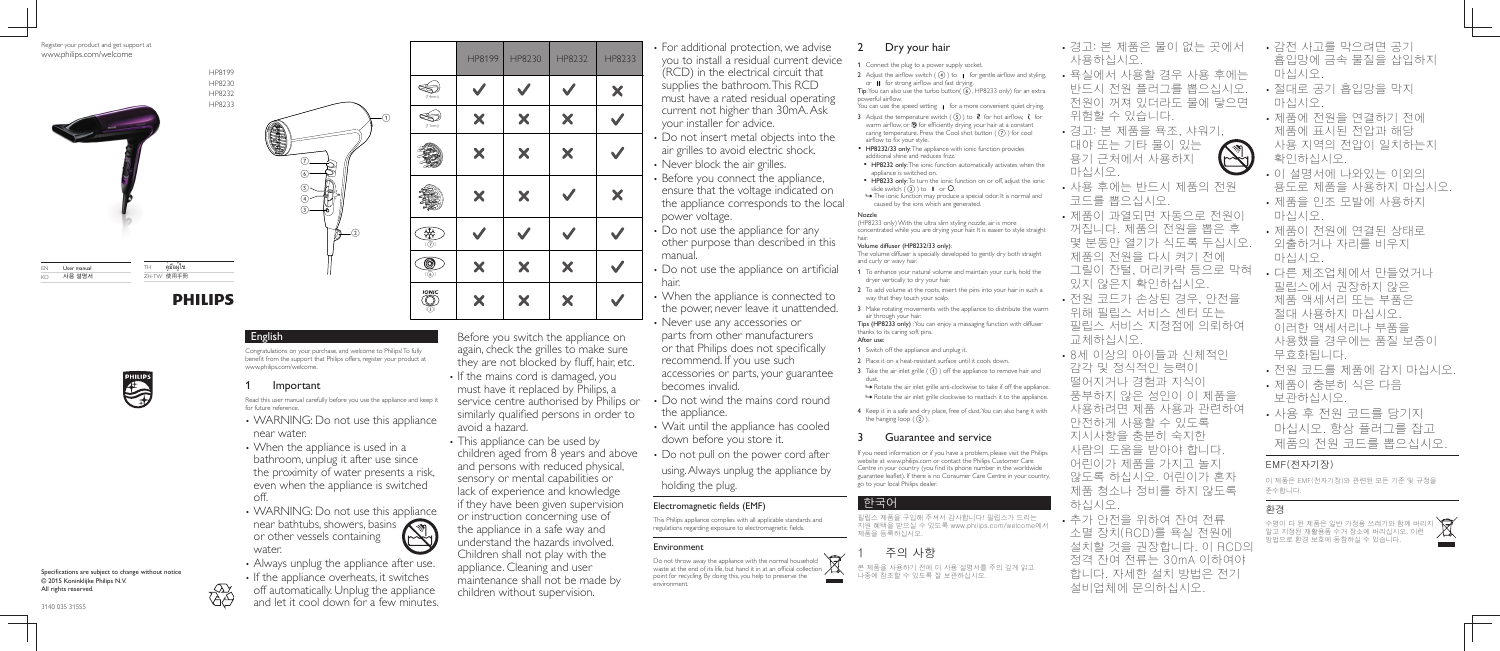Register your product and get support at
www.philips.com/welcome

HP8199
HP8230
HP8232
HP8233

| EN | User manual | TH | คู่มือผู้ใช้ |
|---|---|---|---|
| KO | 사용 설명서 | ZH-TW | 使用手冊 |

PHILIPS

Specifications are subject to change without notice
© 2015 Koninklijke Philips N.V.
All rights reserved.

3140 035 31555

| | HP8199 | HP8230 | HP8232 | HP8233 |
|---|---|---|---|---|
| (2 level) | ✓ | ✓ | ✓ | ✗ |
| (3 level) | ✗ | ✗ | ✗ | ✓ |
| | ✗ | ✗ | ✗ | ✓ |
| | ✗ | ✗ | ✓ | ✓ |
| (7) | ✓ | ✓ | ✓ | ✓ |
| (8) | ✗ | ✗ | ✗ | ✓ |
| IONIC (3) | ✗ | ✗ | ✗ | ✓ |

## English

Congratulations on your purchase, and welcome to Philips! To fully benefit from the support that Philips offers, register your product at www.philips.com/welcome.

### 1 Important

Read this user manual carefully before you use the appliance and keep it for future reference.

- WARNING: Do not use this appliance near water.
- When the appliance is used in a bathroom, unplug it after use since the proximity of water presents a risk, even when the appliance is switched off.
- WARNING: Do not use this appliance near bathtubs, showers, basins or other vessels containing water.
- Always unplug the appliance after use.
- If the appliance overheats, it switches off automatically. Unplug the appliance and let it cool down for a few minutes. Before you switch the appliance on again, check the grilles to make sure they are not blocked by fluff, hair, etc.
- If the mains cord is damaged, you must have it replaced by Philips, a service centre authorised by Philips or similarly qualified persons in order to avoid a hazard.
- This appliance can be used by children aged from 8 years and above and persons with reduced physical, sensory or mental capabilities or lack of experience and knowledge if they have been given supervision or instruction concerning use of the appliance in a safe way and understand the hazards involved. Children shall not play with the appliance. Cleaning and user maintenance shall not be made by children without supervision.
- For additional protection, we advise you to install a residual current device (RCD) in the electrical circuit that supplies the bathroom. This RCD must have a rated residual operating current not higher than 30mA. Ask your installer for advice.
- Do not insert metal objects into the air grilles to avoid electric shock.
- Never block the air grilles.
- Before you connect the appliance, ensure that the voltage indicated on the appliance corresponds to the local power voltage.
- Do not use the appliance for any other purpose than described in this manual.
- Do not use the appliance on artificial hair.
- When the appliance is connected to the power, never leave it unattended.
- Never use any accessories or parts from other manufacturers or that Philips does not specifically recommend. If you use such accessories or parts, your guarantee becomes invalid.
- Do not wind the mains cord round the appliance.
- Wait until the appliance has cooled down before you store it.
- Do not pull on the power cord after using. Always unplug the appliance by holding the plug.

#### Electromagnetic fields (EMF)

This Philips appliance complies with all applicable standards and regulations regarding exposure to electromagnetic fields.

#### Environment

Do not throw away the appliance with the normal household waste at the end of its life, but hand it in at an official collection point for recycling. By doing this, you help to preserve the environment.

### 2 Dry your hair

1 Connect the plug to a power supply socket.

2 Adjust the airflow switch (④) to ı for gentle airflow and styling, or ıı for strong airflow and fast drying.

Tip: You can also use the turbo button (⑥, HP8233 only) for an extra powerful airflow.

You can use the speed setting ı for a more convenient quiet drying.

3 Adjust the temperature switch (⑤) to ⦀ for hot airflow, ⦀ for warm airflow, or ❄ for efficiently drying your hair at a constant caring temperature. Press the Cool shot button (⑦) for cool airflow to fix your style.

- HP8232/33 only: The appliance with ionic function provides additional shine and reduces frizz.
  - HP8232 only: The ionic function automatically activates when the appliance is switched on.
  - HP8233 only: To turn the ionic function on or off, adjust the ionic slide switch (③) to ı or O.
  - » The ionic function may produce a special odor. It is normal and caused by the ions which are generated.

#### Nozzle

(HP8233 only) With the ultra slim styling nozzle, air is more concentrated while you are drying your hair. It is easier to style straight hair.

#### Volume diffuser (HP8232/33 only):

The volume diffuser is specially developed to gently dry both straight and curly or wavy hair.

1 To enhance your natural volume and maintain your curls, hold the dryer vertically to dry your hair.

2 To add volume at the roots, insert the pins into your hair in such a way that they touch your scalp.

3 Make rotating movements with the appliance to distribute the warm air through your hair.

Tips (HP8233 only): You can enjoy a massaging function with diffuser thanks to its caring soft pins.

#### After use:

1 Switch off the appliance and unplug it.

2 Place it on a heat-resistant surface until it cools down.

3 Take the air inlet grille (①) off the appliance to remove hair and dust.

- » Rotate the air inlet grille anti-clockwise to take it off the appliance.
- » Rotate the air inlet grille clockwise to reattach it to the appliance.

4 Keep it in a safe and dry place, free of dust. You can also hang it with the hanging loop (②).

### 3 Guarantee and service

If you need information or if you have a problem, please visit the Philips website at www.philips.com or contact the Philips Customer Care Centre in your country (you find its phone number in the worldwide guarantee leaflet). If there is no Consumer Care Centre in your country, go to your local Philips dealer.

## 한국어

필립스 제품을 구입해 주셔서 감사합니다! 필립스가 드리는 지원 혜택을 받으실 수 있도록 www.philips.com/welcome에서 제품을 등록하십시오.

### 1 주의 사항

본 제품을 사용하기 전에 이 사용 설명서를 주의 깊게 읽고 나중에 참조할 수 있도록 잘 보관하십시오.

- 경고: 본 제품은 물이 없는 곳에서 사용하십시오.
- 욕실에서 사용할 경우 사용 후에는 반드시 전원 플러그를 뽑으십시오. 전원이 꺼져 있더라도 물에 닿으면 위험할 수 있습니다.
- 경고: 본 제품을 욕조, 샤워기, 대야 또는 기타 물이 있는 용기 근처에서 사용하지 마십시오.
- 사용 후에는 반드시 제품의 전원 코드를 뽑으십시오.
- 제품이 과열되면 자동으로 전원이 꺼집니다. 제품의 전원을 뽑은 후 몇 분동안 열기가 식도록 두십시오. 제품의 전원을 다시 켜기 전에 그릴이 잔털, 머리카락 등으로 막혀 있지 않은지 확인하십시오.
- 전원 코드가 손상된 경우, 안전을 위해 필립스 서비스 센터 또는 필립스 서비스 지정점에 의뢰하여 교체하십시오.
- 8세 이상의 아이들과 신체적인 감각 및 정신적인 능력이 떨어지거나 경험과 지식이 풍부하지 않은 성인이 이 제품을 사용하려면 제품 사용과 관련하여 안전하게 사용할 수 있도록 지시사항을 충분히 숙지한 사람의 도움을 받아야 합니다. 어린이가 제품을 가지고 놀지 않도록 하십시오. 어린이가 혼자 제품 청소나 정비를 하지 않도록 하십시오.
- 추가 안전을 위하여 잔여 전류 소멸 장치(RCD)를 욕실 전원에 설치할 것을 권장합니다. 이 RCD의 정격 잔여 전류는 30mA 이하여야 합니다. 자세한 설치 방법은 전기 설비업체에 문의하십시오.
- 감전 사고를 막으려면 공기 흡입망에 금속 물질을 삽입하지 마십시오.
- 절대로 공기 흡입망을 막지 마십시오.
- 제품에 전원을 연결하기 전에 제품에 표시된 전압과 해당 사용 지역의 전압이 일치하는지 확인하십시오.
- 이 설명서에 나와있는 이외의 용도로 제품을 사용하지 마십시오.
- 제품을 인조 모발에 사용하지 마십시오.
- 제품이 전원에 연결된 상태로 외출하거나 자리를 비우지 마십시오.
- 다른 제조업체에서 만들었거나 필립스에서 권장하지 않은 제품 액세서리 또는 부품은 절대 사용하지 마십시오. 이러한 액세서리나 부품을 사용했을 경우에는 품질 보증이 무효화됩니다.
- 전원 코드를 제품에 감지 마십시오.
- 제품이 충분히 식은 다음 보관하십시오.
- 사용 후 전원 코드를 당기지 마십시오. 항상 플러그를 잡고 제품의 전원 코드를 뽑으십시오.

#### EMF(전자기장)

이 제품은 EMF(전자기장)와 관련된 모든 기준 및 규정을 준수합니다.

#### 환경

수명이 다 된 제품은 일반 가정용 쓰레기와 함께 버리지 말고 지정된 재활용품 수거 장소에 버리십시오. 이런 방법으로 환경 보호에 동참하실 수 있습니다.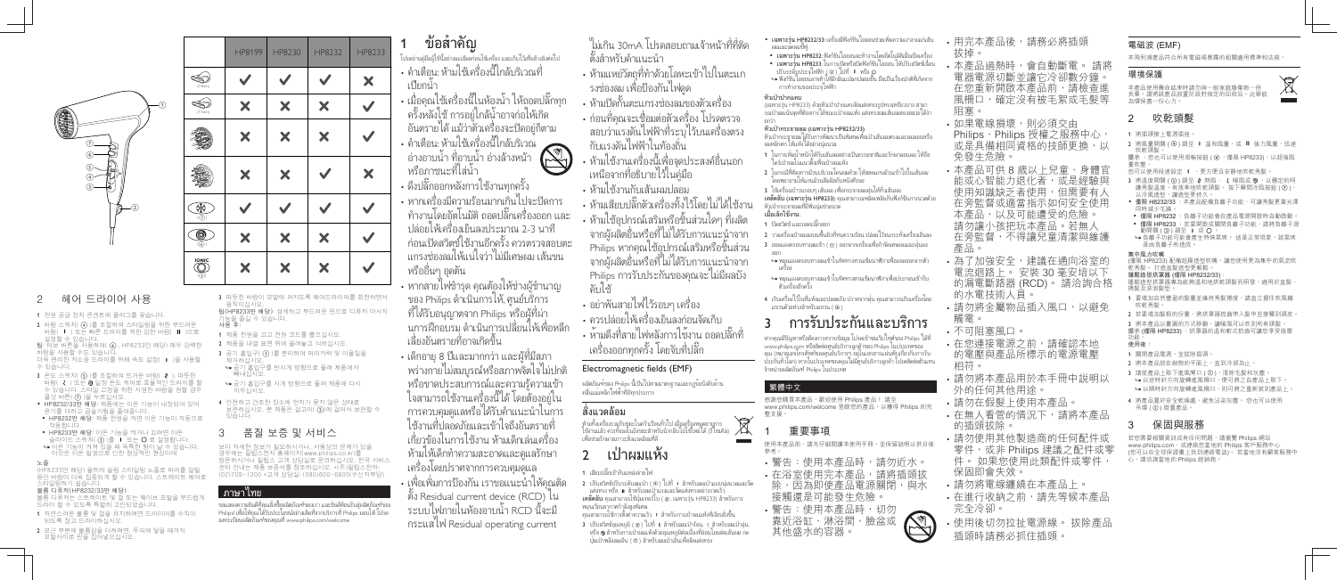| | HP8199 | HP8230 | HP8232 | HP8233 |
|---|---|---|---|---|
| ① | ✓ | ✓ | ✓ | ✗ |
| ② | ✓ | ✓ | ✓ | ✓ |
| ③ | ✗ | ✗ | ✓ | ✓ |
| ④ | ✗ | ✗ | ✓ | ✓ |
| ⑤ | ✗ | ✗ | ✓ | ✓ |
| ⑦ | ✗ | ✗ | ✗ | ✓ |
| ⑥ | ✗ | ✗ | ✗ | ✓ |
| IONIC | ✗ | ✗ | ✗ | ✓ |

## 2 헤어 드라이어 사용

1 전원 공급 장치 콘센트에 플러그를 꽂습니다.
2 바람 스위치 (④)를 조절하여 스타일링을 위한 부드러운 바람(I) 또는 빠른 드라이를 위한 강한 바람(II)으로 설정할 수 있습니다.
팁: 더욱 바람을 사용하여 (⑥ HP8233만 해당) 매우 강력한 바람을 사용할 수 있습니다. 이에 편리한 커스컴 드라이를 위해 속도 설정(I)을 사용할 수 있습니다.
3 온도 스위치 (⑤)를 조절하여 뜨거운 바람(♨), 따뜻한 바람(⚡) 또는 ◎ 일정 온도 옥션으로 조절하여 드라이를 할 수 있습니다. 스타일 고정을 위한 시원한 바람을 원할 경우 쿨 샷 버튼(⑦)을 누르십시오.
• HP8232/33만 해당: 제품에는 이온 기능이 내장되어 있어 윤기를 더하고 곱슬거림을 줄여줍니다.
• HP8232만 해당: 제품 전원을 켜면 이온 기능이 자동으로 작동합니다.
• HP8233만 해당: 이온 기능을 켜거나 끄려면 이온 슬라이드 스위치 (③)를 I 또는 O로 설정합니다.
↳ 이온 기능이 켜져 있을 때 독특한 향이 날 수 있습니다. 이것은 이온 발생으로 인한 정상적인 현상이며

노즐
(HP8232만 해당) 블로라 슬림 스타일링 노즐로 머리를 말릴 동안 바람이 더욱 집중되게 할 수 있습니다. 스트레이트 헤어로 스타일링할 수 있습니다.
볼륨 디퓨저(HP8232/33만 해당):
볼륨 디퓨저는 스트레이트 및 컬 또는 웨이브 헤어를 한 컬리에서 드라이 할 수 있도록 특별히 고안되었습니다.
1 자연스러운 볼륨 및 컬을 유지하려면 드라이어를 수직이 되도록 잡고 드라이하십시오.
2 모근 부분에 볼륨감을 더하려면, 두피에 닿을 때까지 모발사이로 핀을 집어넣으십시오.
3 따뜻한 바람이 모발에 퍼지도록 헤어드라이어를 회전하면서 움직이십시오.
팁(HP8233만 해당): 원하는 부피 볼륨을 위해 파우더로 가볍게 도와주는 것도 기능을 줄 수 있습니다.
사용 후:
1 제품 전원을 끄고 전원 코드를 뽑으십시오.
2 제품을 내열 표면 위에 올려놓고 식히십시오.
3 공기 흡입구 (①)를 분리하여 머리카락 및 이물질을 제거하십시오.
↳ 공기 흡입구를 반시계 방향으로 돌려 제품에서 분리합니다.
↳ 공기 흡입구를 시계 방향으로 돌려 제품에 다시 끼우십시오.
4 안전하고 건조한 장소에 먼지가 묻지 않은 상태로 보관하십시오. 본 제품은 걸고리 (②)에 걸어서 보관할 수 있습니다.

## 3 품질 보증 및 서비스

보다 자세한 정보가 필요하시거나, 사용상의 문제가 있을 경우에는 필립스전자 홈페이지(www.philips.co.kr)를 방문하시거나 필립스고객 상담실로 문의하십시오. 전국 서비스 센터 안내는 제품 보증서를 참조하십시오. •(주)필립스전자: (02)709-1200 •고객 상담실: 080-600-6600(수신자부담)

## ภาษาไทย

ขอแสดงความยินดีที่คุณสั่งซื้อผลิตภัณฑ์ของเรา และยินดีต้อนรับสู่ผลิตภัณฑ์ของ Philips! เพื่อให้คุณได้รับประโยชน์อย่างเต็มที่จากบริการที่ Philips มอบให้ โปรดลงทะเบียนผลิตภัณฑ์ของคุณที่ www.philips.com/welcome

## 1 ข้อสำคัญ

โปรดอ่านคู่มือผู้ใช้นี้อย่างละเอียดก่อนใช้เครื่อง และเก็บไว้เพื่ออ้างอิงต่อไป

- คำเตือน: ห้ามใช้เครื่องนี้ใกล้บริเวณที่เปียกน้ำ
- เมื่อคุณใช้เครื่องนี้ในห้องน้ำ ให้ถอดปลั๊กทุกครั้งหลังใช้ การอยู่ใกล้น้ำอาจก่อให้เกิดอันตรายได้ แม้ว่าตัวเครื่องจะปิดอยู่ก็ตาม
- คำเตือน: ห้ามใช้เครื่องนี้ใกล้บริเวณอ่างอาบน้ำ ที่อาบน้ำ อ่างล้างหน้า หรือภาชนะที่ใส่น้ำ
- ดึงปลั๊กออกหลังการใช้งานทุกครั้ง
- หากเครื่องมีความร้อนมากเกินไป ระบบตัดการทำงานโดยอัตโนมัติ ถอดปลั๊กเครื่องออก และปล่อยให้เครื่องเย็นลงประมาณ 2-3 นาที ก่อนเปิดสวิตช์ใช้งานอีกครั้ง ควรตรวจสอบตะแกรงช่องลมให้แน่ใจว่าไม่มีเศษผม เส้นขน หรืออื่นๆ อุดตัน
- หากสายไฟชำรุด คุณต้องให้ช่างผู้ชำนาญของ Philips ดำเนินการให้, ศูนย์บริการที่ได้รับอนุญาตจาก Philips หรือผู้ที่ผ่านการฝึกอบรม ดำเนินการเปลี่ยนให้เพื่อหลีกเลี่ยงอันตรายที่อาจเกิดขึ้น
- เด็กอายุ 8 ปีและมากกว่า และผู้ที่มีสภาพร่างกายไม่สมบูรณ์หรือสภาพจิตใจไม่ปกติ หรือขาดประสบการณ์และความรู้ความเข้าใจสามารถใช้งานเครื่องนี้ได้ โดยต้องอยู่ในการควบคุมดูแลหรือได้รับคำแนะนำในการใช้งานที่ปลอดภัยและเข้าใจถึงอันตรายที่เกี่ยวข้องในการใช้งาน ห้ามเด็กเล่นเครื่อง ห้ามให้เด็กทำความสะอาดและดูแลรักษาเครื่องโดยปราศจากการควบคุมดูแล
- เพื่อเพิ่มการป้องกัน เราขอแนะนำให้คุณติดตั้ง Residual current device (RCD) ในระบบไฟฟ้าภายในห้องอาบน้ำ RCD นี้จะมีกระแสไฟ Residual operating current ไม่เกิน 30mA โปรดสอบถามเจ้าหน้าที่ที่ติดตั้งสำหรับคำแนะนำ
- ห้ามแหย่วัตถุที่ทำด้วยโลหะเข้าไปในตะแกรงช่องลม เพื่อป้องกันไฟดูด
- ห้ามปิดกั้นตะแกรงช่องลมของตัวเครื่อง
- ก่อนที่คุณจะเชื่อมต่อตัวเครื่อง โปรดตรวจสอบว่าแรงดันไฟฟ้าที่ระบุไว้บนเครื่องตรงกับแรงดันไฟฟ้าในท้องถิ่น
- ห้ามใช้เครื่องนี้เพื่อจุดประสงค์อื่นนอกเหนือจากที่อธิบายไว้ในคู่มือ
- ห้ามใช้งานกับเส้นผมปลอม
- ห้ามเสียบปลั๊กตัวเครื่องทิ้งไว้โดยไม่ได้ใช้งาน
- ห้ามใช้อุปกรณ์เสริมหรือชิ้นส่วนใดๆ ที่ผลิตจากผู้ผลิตอื่นหรือที่ไม่ได้รับการแนะนำจาก Philips หากคุณใช้อุปกรณ์เสริมหรือชิ้นส่วนจากผู้ผลิตอื่นหรือที่ไม่ได้รับการแนะนำจาก Philips การรับประกันของคุณจะไม่มีผลบังคับใช้
- อย่าพันสายไฟไว้รอบๆ เครื่อง
- ควรปล่อยให้เครื่องเย็นลงก่อนจัดเก็บ
- ห้ามดึงที่สายไฟหลังการใช้งาน ถอดปลั๊กที่เครื่องออกทุกครั้ง โดยจับที่ปลั๊ก

### Electromagnetic fields (EMF)

ผลิตภัณฑ์ของ Philips นี้เป็นไปตามมาตรฐานและกฎข้อบังคับด้านสนามแม่เหล็กไฟฟ้าที่มีทุกประการ

### สิ่งแวดล้อม

ห้ามทิ้งเครื่องรวมกับขยะในครัวเรือนทั่วไป เมื่อเลิกใช้งานแล้ว ควรนำไปทิ้งที่จุดรวบรวมขยะที่ทางราชการจัดไว้ให้เพื่อนำไปรีไซเคิล เพื่อช่วยรักษาสภาวะสิ่งแวดล้อมที่ดี

## 2 เป่าผมแห้ง

1 เสียบปลั๊กเข้ากับแหล่งจ่ายไฟ
2 ปรับสวิตช์ปรับระดับลมเป่า (④) ไปที่ I สำหรับลมเป่าแบบนุ่มนวลและจัดแต่งทรง หรือ II สำหรับลมเป่าแรงและจัดแต่งทรงอย่างรวดเร็ว
เคล็ดลับ: คุณสามารถใช้ปุ่มเทอร์โบ (⑥, เฉพาะรุ่น HP8233) สำหรับการหมุนวินเทอร์โบ ... [ไม่ชัดเจน]
คุณสามารถใช้การตั้งค่าความเร็ว I สำหรับการเป่าผมแบบทั่วไปและสั้น
3 ปรับสวิตช์อุณหภูมิ (⑤) ไปที่ ♨ สำหรับลมเป่าร้อน, ⚡ สำหรับลมเป่าอุ่น หรือ ◎ สำหรับการเป่าผมแห้งด้วยอุณหภูมิที่เหมาะสม กดปุ่มเป่าลมเย็น (⑦) สำหรับลมเป่าเย็นเพื่อจัดแต่งทรง

- เฉพาะรุ่น HP8232/33: เครื่องมีฟังก์ชันไอออนช่วยเพิ่มความเงางามแก่เส้นผมและลดผมชี้ฟู
  - เฉพาะรุ่น HP8232: ฟังก์ชันไอออนจะทำงานโดยอัตโนมัติเมื่อเปิดเครื่อง
  - เฉพาะรุ่น HP8233: ในการเปิดหรือปิดฟังก์ชันไอออน ให้ปรับสวิตช์เลื่อนปรับระดับประจุไฟฟ้า (③) ไปที่ I หรือ O
  ↳ ฟังก์ชันไอออนอาจทำให้มีกลิ่นแปลกปลอมขึ้น ถือเป็นเรื่องปกติที่เกิดจากการทำงานของประจุไฟฟ้า

หัวเป่าปากแคบ
(เฉพาะรุ่น HP8232) หัวเป่าปากแคบช่วยกระจายลมร้อนให้ตรงจุดทำให้ผมแห้งเร็วขึ้น เพื่อการจัดแต่งทรงผมตรง
หัวกระจายลม (เฉพาะรุ่น HP8232/33):
หัวกระจายลมถูกออกแบบมาเป็นพิเศษเพื่อเป่าเส้นผมตรงและผมลอนหรือผมหยักศก ให้แห้งได้อย่างนุ่มนวล
1 ในการเพิ่มวอลุ่มและลอนผมตามธรรมชาติ ให้ถือเครื่องเป่าผมตั้งฉากกับศีรษะ
2 ในการเพิ่มวอลุ่มที่โคนผม ให้สอดหัวกระจายลมเข้าไปในเส้นผมจนถึงหนังศีรษะ
3 ใช้เครื่องเป่าผมวนรอบๆ เส้นผม เพื่อกระจายลมอุ่นให้ทั่วเส้นผม
เคล็ดลับ (เฉพาะรุ่น HP8233): คุณสามารถเพิ่มวอลุ่มได้ตามต้องการ
หลังการใช้งาน:
1 ปิดสวิตช์และถอดปลั๊กออก
2 วางเครื่องบนพื้นผิวที่ทนความร้อน ปล่อยให้เย็นลง
3 ถอดตะแกรงช่องลม (①) ออกเพื่อทำความสะอาดเส้นผมและฝุ่นละออง
↳ หมุนตะแกรงช่องลมทวนเข็มนาฬิกาเพื่อถอดออกจากตัวเครื่อง
↳ หมุนตะแกรงช่องลมตามเข็มนาฬิกาเพื่อใส่กลับเข้าที่
4 เก็บเครื่องไว้ในที่แห้งและปลอดภัย ปราศจากฝุ่น คุณสามารถเก็บเครื่องโดยแขวนห่วงแขวน (②)

## 3 การรับประกันและบริการ

หากคุณมีปัญหาหรือต้องการข้อมูลเพิ่มเติม โปรดเข้าชมเว็บไซต์ของ Philips ได้ที่ www.philips.com หรือติดต่อศูนย์บริการลูกค้าของ Philips ในประเทศของคุณ (หมายเลขโทรศัพท์ของศูนย์บริการฯ อยู่ในเอกสารแผ่นพับเกี่ยวกับการรับประกันทั่วโลก) หากในประเทศของคุณไม่มีศูนย์บริการลูกค้า โปรดติดต่อตัวแทนจำหน่ายผลิตภัณฑ์ Philips ในประเทศ

## 繁體中文

感謝您購買本產品，歡迎使用 Philips 產品！請至 www.philips.com/welcome 註冊您的產品，以獲得 Philips 的完整支援。

## 1 重要事項

使用本產品前，請先仔細閱讀本使用手冊，並保留說明以供日後參考。

- 警告：使用本產品時，請勿近水。
- 在浴室使用完本產品，請將插頭拔除，因為即使電源關閉，與水接觸還是可能發生危險。
- 警告：使用本產品時，切勿靠近浴缸、淋浴間、臉盆或其他盛水的容器。
- 用完本產品後，請務必將插頭拔掉。
- 本產品過熱時，會自動斷電。請將電器電源切斷並讓它冷卻數分鐘。在您重新開啟本產品前，請檢查進風柵口，確定沒有被毛髮或毛髮等阻塞。
- 如果電線損壞，則必須交由 Philips、Philips 授權之服務中心，或是具備相同資格的技師更換，以免發生危險。
- 本產品可供 8 歲以上兒童，身體官能或心智能力退化者，或是經驗與使用知識缺乏者使用，但需要有人在旁監督或適當指示如何安全使用本產品，以及可能遭受的危險。請勿讓小孩把玩本產品。若無人在旁監督，不得讓兒童清潔與維護產品。
- 為了加強安全，建議在通向浴室的電流迴路上，安裝 30 毫安培以下的漏電斷路器 (RCD)。請洽詢合格的水電技術人員。
- 請勿將金屬物品插入風口，以避免觸電。
- 不可阻塞風口。
- 在您連接電源之前，請確認本地的電壓與產品所標示的電源電壓相符。
- 請勿將本產品用於本手冊中說明以外的任何其他用途。
- 請勿在假髮上使用本產品。
- 在無人看管的情況下，請將本產品的插頭拔除。
- 請勿使用其他製造商的任何配件或零件，或非 Philips 建議之配件或零件。如果您使用此類配件或零件，保固即會失效。
- 請勿將電線纏繞在本產品上。
- 在進行收納之前，先等候本產品完全冷卻。
- 使用後切勿拉扯電源線。拔除產品插頭時請務必抓住插頭。

### 電磁波 (EMF)

本飛利浦產品符合所有電磁場暴露的相關適用標準和法規。

### 環境保護

本產品使用壽命結束時請勿與一般家庭廢棄物一併丟棄。請將該產品放置在政府指定的回收站，此舉能為環保盡一份心力。

## 2 吹乾頭髮

1 將插頭插上電源插座。
2 將氣量開關 (④) 調至 I 溫和風量，或 II 強力風量，迅速吹乾頭髮。
提示：您也可以使用渦輪按鈕 (⑥，僅限 HP8233)，以超強風量吹整。
您可以使用段速設定 I，更方便且安靜地吹乾毛髮。
3 將溫度開關 (⑤) 調至 ♨ 熱風、⚡ 暖風或 ◎，以穩定的溫度吹乾頭髮。有效率地吹乾頭髮，按下冷風按鈕 (⑦)，以冷風造型，讓造型更持久。
• 僅限 HP8232/33：本產品配備負離子功能，可讓秀髮更富光澤、同時減少毛躁。
• 僅限 HP8232：負離子功能會在產品電源開啟時自動啟動。
• 僅限 HP8233：若要開啟或關閉負離子功能，請將負離子滑動開關 (③) 調至 I 或 O。
↳ 負離子功能可能會產生特殊氣味，這是正常現象，就是因負離子所造成。

集中風口吹嘴
(僅限 HP8232) 配備超薄造型吹嘴，讓您使用更為集中的氣流吹乾毛髮，打造直髮造型更輕鬆。
蓬鬆造型吹頭罩 (僅限 HP8232/33)：
蓬鬆造型吹頭罩專為吹乾直髮和捲髮或波浪髮而研發，維持自然捲度，增添蓬鬆度。
1 要增加自然豐盈的髮量並維持秀髮捲度，請直立握住吹風機吹乾毛髮。
2 若要增加髮根的份量，將吹頭罩插入髮中直接觸到頭皮。
3 將本產品以畫圓的方式移動，讓暖風可以充分吹拂在頭髮上。
提示 (僅限 HP8233)：抓揉髮根或輕式地讓可讓您享受豐盈的效果。
使用後：
1 關閉產品電源，並拔除插頭。
2 將本產品放在耐熱的平面上，直到冷卻為止。
3 請從產品上取下進風柵口 (①)，清除毛髮和灰塵。
↳ 以逆時針方向旋轉進風柵口，便可將之自產品上取下。
↳ 以順時針方向旋轉進風柵口，即可將之重新裝回產品上。
4 將產品置於安全乾燥處，避免沾染灰塵。您也可以使用吊環 (②) 懸掛產品。

## 3 保固與服務

若您需要相關資訊或有任何問題，請瀏覽 Philips 網站 www.philips.com，或連絡您當地的 Philips 客戶服務中心 (您可以在全球保證書上找到連絡電話)。若當地沒有顧客服務中心，請洽詢當地的 Philips 經銷商。